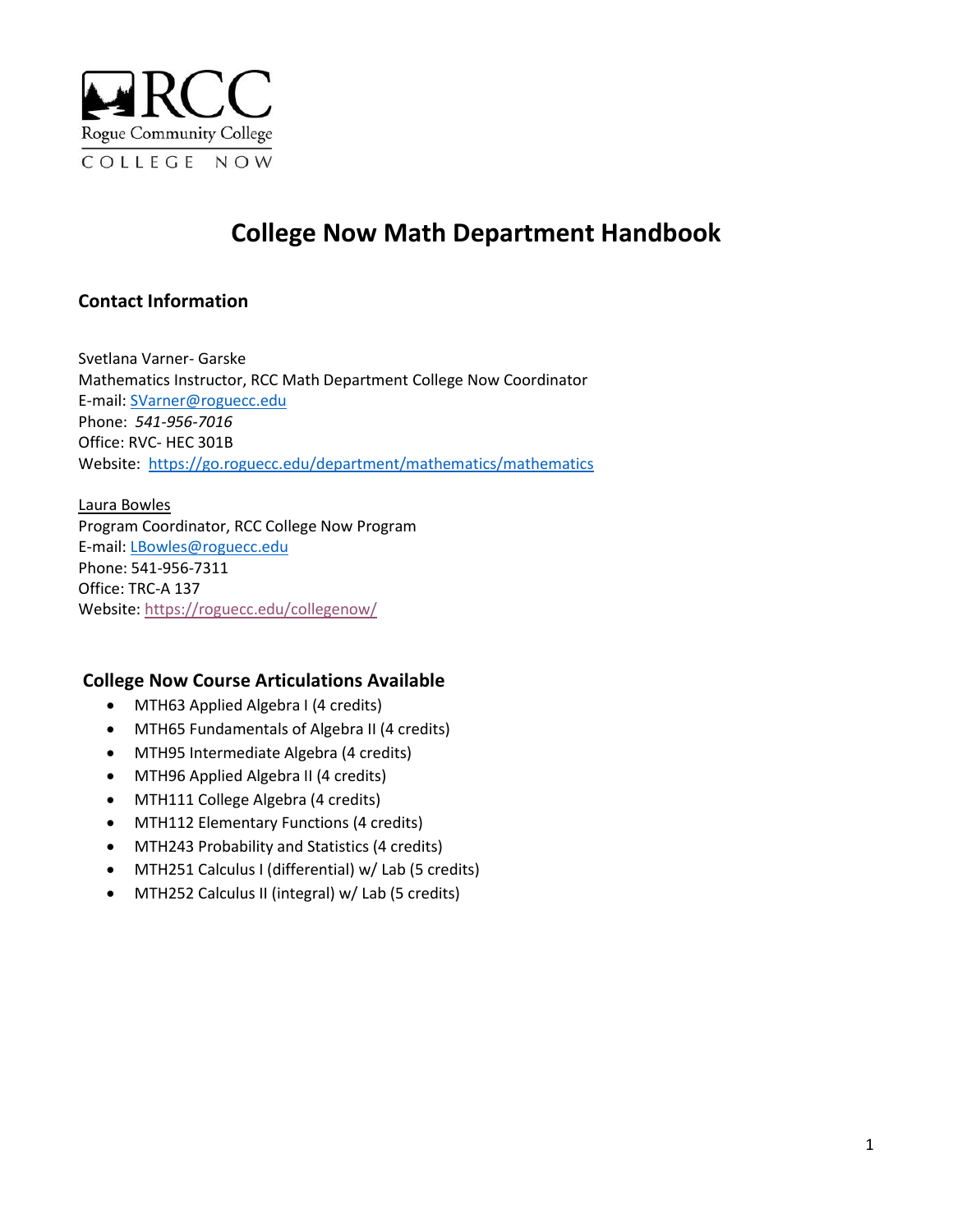Rogue Community College

COLLEGE NOW

# College Now Math Department Handbook

## Contact Information

Svetlana Varner- Garske
Mathematics Instructor, RCC Math Department College Now Coordinator
E-mail: SVarner@roguecc.edu
Phone: *541-956-7016*
Office: RVC- HEC 301B
Website: https://go.roguecc.edu/department/mathematics/mathematics

Laura Bowles
Program Coordinator, RCC College Now Program
E-mail: LBowles@roguecc.edu
Phone: 541-956-7311
Office: TRC-A 137
Website: https://roguecc.edu/collegenow/

## College Now Course Articulations Available

- MTH63 Applied Algebra I (4 credits)
- MTH65 Fundamentals of Algebra II (4 credits)
- MTH95 Intermediate Algebra (4 credits)
- MTH96 Applied Algebra II (4 credits)
- MTH111 College Algebra (4 credits)
- MTH112 Elementary Functions (4 credits)
- MTH243 Probability and Statistics (4 credits)
- MTH251 Calculus I (differential) w/ Lab (5 credits)
- MTH252 Calculus II (integral) w/ Lab (5 credits)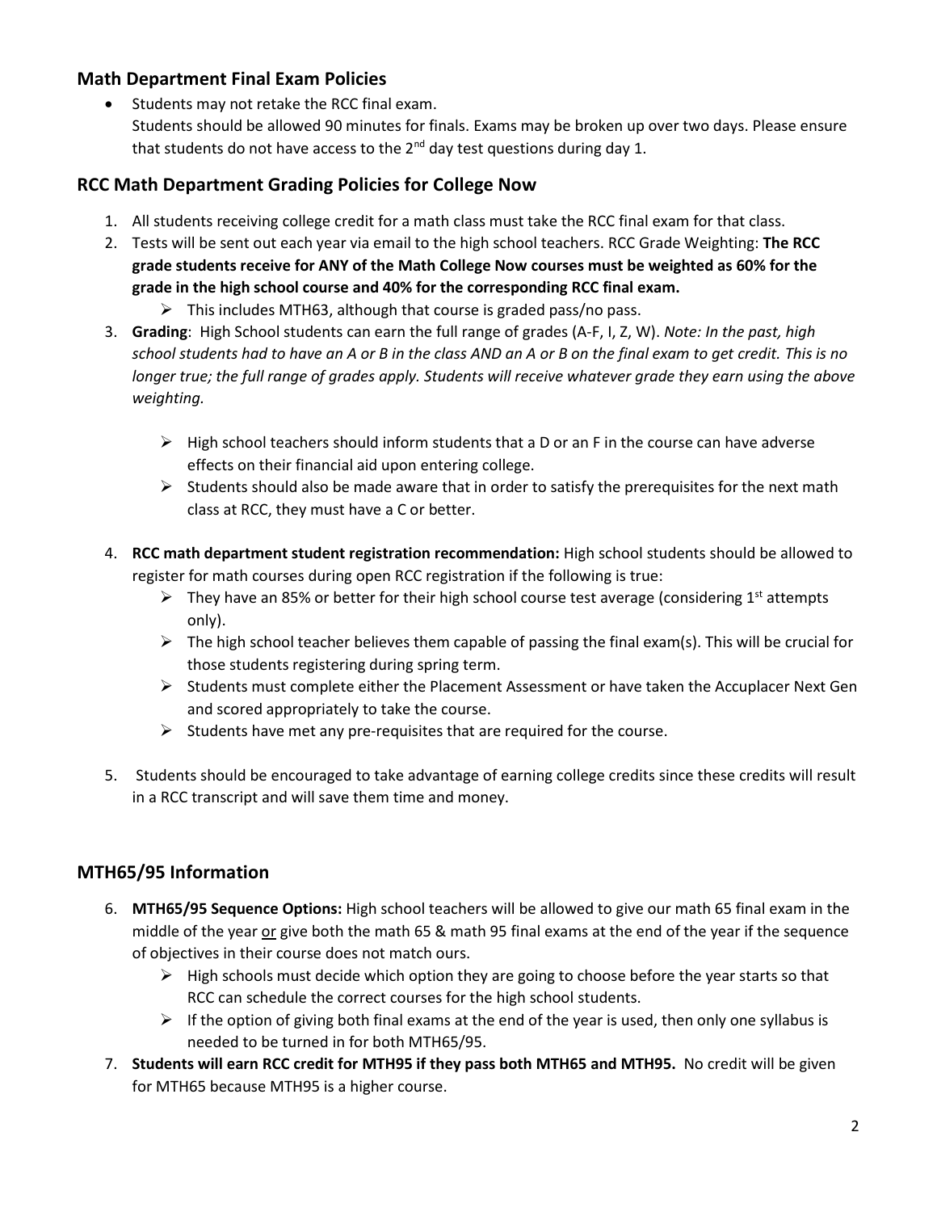## Math Department Final Exam Policies

- Students may not retake the RCC final exam.
  Students should be allowed 90 minutes for finals. Exams may be broken up over two days. Please ensure that students do not have access to the 2nd day test questions during day 1.

## RCC Math Department Grading Policies for College Now

1. All students receiving college credit for a math class must take the RCC final exam for that class.
2. Tests will be sent out each year via email to the high school teachers. RCC Grade Weighting: **The RCC grade students receive for ANY of the Math College Now courses must be weighted as 60% for the grade in the high school course and 40% for the corresponding RCC final exam.**
   - This includes MTH63, although that course is graded pass/no pass.
3. **Grading**: High School students can earn the full range of grades (A-F, I, Z, W). *Note: In the past, high school students had to have an A or B in the class AND an A or B on the final exam to get credit. This is no longer true; the full range of grades apply. Students will receive whatever grade they earn using the above weighting.*
   - High school teachers should inform students that a D or an F in the course can have adverse effects on their financial aid upon entering college.
   - Students should also be made aware that in order to satisfy the prerequisites for the next math class at RCC, they must have a C or better.
4. **RCC math department student registration recommendation:** High school students should be allowed to register for math courses during open RCC registration if the following is true:
   - They have an 85% or better for their high school course test average (considering 1st attempts only).
   - The high school teacher believes them capable of passing the final exam(s). This will be crucial for those students registering during spring term.
   - Students must complete either the Placement Assessment or have taken the Accuplacer Next Gen and scored appropriately to take the course.
   - Students have met any pre-requisites that are required for the course.
5. Students should be encouraged to take advantage of earning college credits since these credits will result in a RCC transcript and will save them time and money.

## MTH65/95 Information

6. **MTH65/95 Sequence Options:** High school teachers will be allowed to give our math 65 final exam in the middle of the year or give both the math 65 & math 95 final exams at the end of the year if the sequence of objectives in their course does not match ours.
   - High schools must decide which option they are going to choose before the year starts so that RCC can schedule the correct courses for the high school students.
   - If the option of giving both final exams at the end of the year is used, then only one syllabus is needed to be turned in for both MTH65/95.
7. **Students will earn RCC credit for MTH95 if they pass both MTH65 and MTH95.** No credit will be given for MTH65 because MTH95 is a higher course.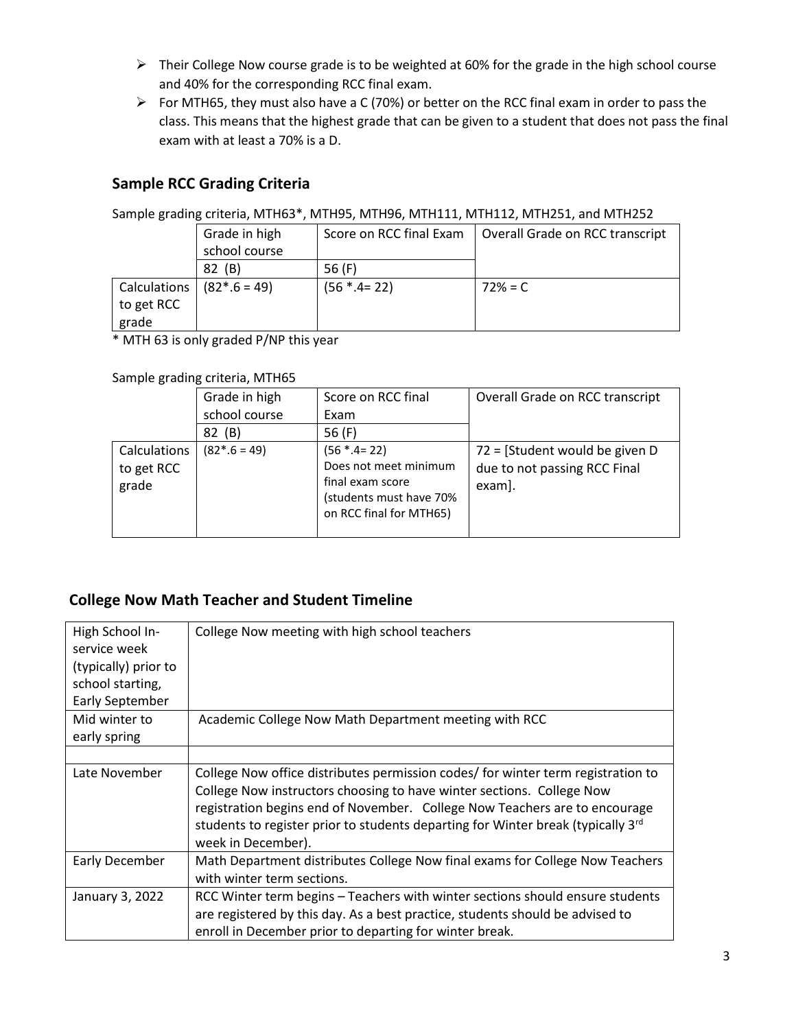- Their College Now course grade is to be weighted at 60% for the grade in the high school course and 40% for the corresponding RCC final exam.
- For MTH65, they must also have a C (70%) or better on the RCC final exam in order to pass the class. This means that the highest grade that can be given to a student that does not pass the final exam with at least a 70% is a D.

## Sample RCC Grading Criteria

Sample grading criteria, MTH63*, MTH95, MTH96, MTH111, MTH112, MTH251, and MTH252

| | Grade in high school course | Score on RCC final Exam | Overall Grade on RCC transcript |
|---|---|---|---|
| | 82 (B) | 56 (F) | |
| Calculations to get RCC grade | (82*.6 = 49) | (56 *.4= 22) | 72% = C |

* MTH 63 is only graded P/NP this year

Sample grading criteria, MTH65

| | Grade in high school course | Score on RCC final Exam | Overall Grade on RCC transcript |
|---|---|---|---|
| | 82 (B) | 56 (F) | |
| Calculations to get RCC grade | (82*.6 = 49) | (56 *.4= 22) Does not meet minimum final exam score (students must have 70% on RCC final for MTH65) | 72 = [Student would be given D due to not passing RCC Final exam]. |

## College Now Math Teacher and Student Timeline

| | |
|---|---|
| High School In-service week (typically) prior to school starting, Early September | College Now meeting with high school teachers |
| Mid winter to early spring | Academic College Now Math Department meeting with RCC |
| | |
| Late November | College Now office distributes permission codes/ for winter term registration to College Now instructors choosing to have winter sections. College Now registration begins end of November. College Now Teachers are to encourage students to register prior to students departing for Winter break (typically 3rd week in December). |
| Early December | Math Department distributes College Now final exams for College Now Teachers with winter term sections. |
| January 3, 2022 | RCC Winter term begins – Teachers with winter sections should ensure students are registered by this day. As a best practice, students should be advised to enroll in December prior to departing for winter break. |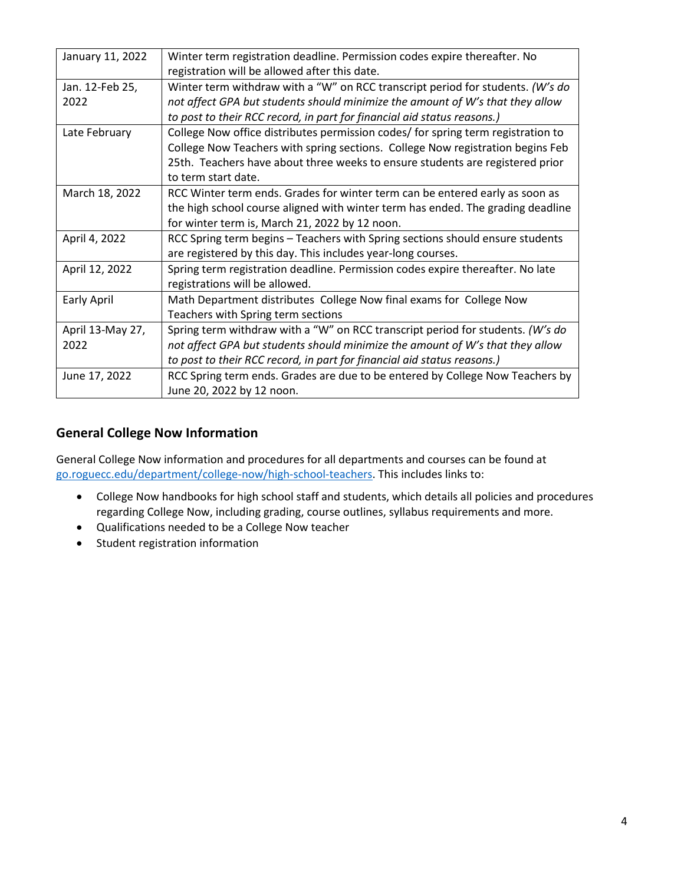| | |
|---|---|
| January 11, 2022 | Winter term registration deadline. Permission codes expire thereafter. No registration will be allowed after this date. |
| Jan. 12-Feb 25, 2022 | Winter term withdraw with a "W" on RCC transcript period for students. *(W's do not affect GPA but students should minimize the amount of W's that they allow to post to their RCC record, in part for financial aid status reasons.)* |
| Late February | College Now office distributes permission codes/ for spring term registration to College Now Teachers with spring sections. College Now registration begins Feb 25th. Teachers have about three weeks to ensure students are registered prior to term start date. |
| March 18, 2022 | RCC Winter term ends. Grades for winter term can be entered early as soon as the high school course aligned with winter term has ended. The grading deadline for winter term is, March 21, 2022 by 12 noon. |
| April 4, 2022 | RCC Spring term begins – Teachers with Spring sections should ensure students are registered by this day. This includes year-long courses. |
| April 12, 2022 | Spring term registration deadline. Permission codes expire thereafter. No late registrations will be allowed. |
| Early April | Math Department distributes College Now final exams for College Now Teachers with Spring term sections |
| April 13-May 27, 2022 | Spring term withdraw with a "W" on RCC transcript period for students. *(W's do not affect GPA but students should minimize the amount of W's that they allow to post to their RCC record, in part for financial aid status reasons.)* |
| June 17, 2022 | RCC Spring term ends. Grades are due to be entered by College Now Teachers by June 20, 2022 by 12 noon. |

## General College Now Information

General College Now information and procedures for all departments and courses can be found at [go.roguecc.edu/department/college-now/high-school-teachers](go.roguecc.edu/department/college-now/high-school-teachers). This includes links to:

- College Now handbooks for high school staff and students, which details all policies and procedures regarding College Now, including grading, course outlines, syllabus requirements and more.
- Qualifications needed to be a College Now teacher
- Student registration information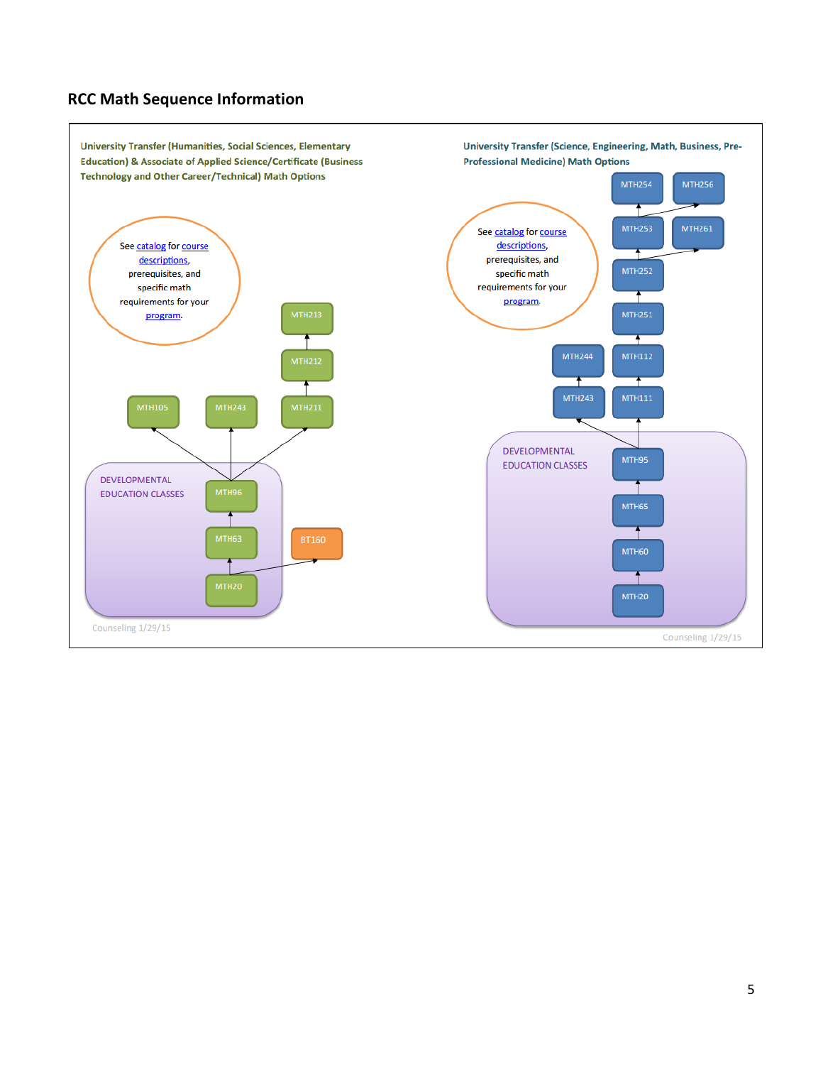## RCC Math Sequence Information

University Transfer (Humanities, Social Sciences, Elementary Education) & Associate of Applied Science/Certificate (Business Technology and Other Career/Technical) Math Options

See catalog for course descriptions, prerequisites, and specific math requirements for your program.

MTH213

MTH212

MTH105

MTH243

MTH211

DEVELOPMENTAL EDUCATION CLASSES

MTH96

MTH63

BT160

MTH20

Counseling 1/29/15

University Transfer (Science, Engineering, Math, Business, Pre-Professional Medicine) Math Options

MTH254

MTH256

See catalog for course descriptions, prerequisites, and specific math requirements for your program.

MTH253

MTH261

MTH252

MTH251

MTH244

MTH112

MTH243

MTH111

DEVELOPMENTAL EDUCATION CLASSES

MTH95

MTH65

MTH60

MTH20

Counseling 1/29/15